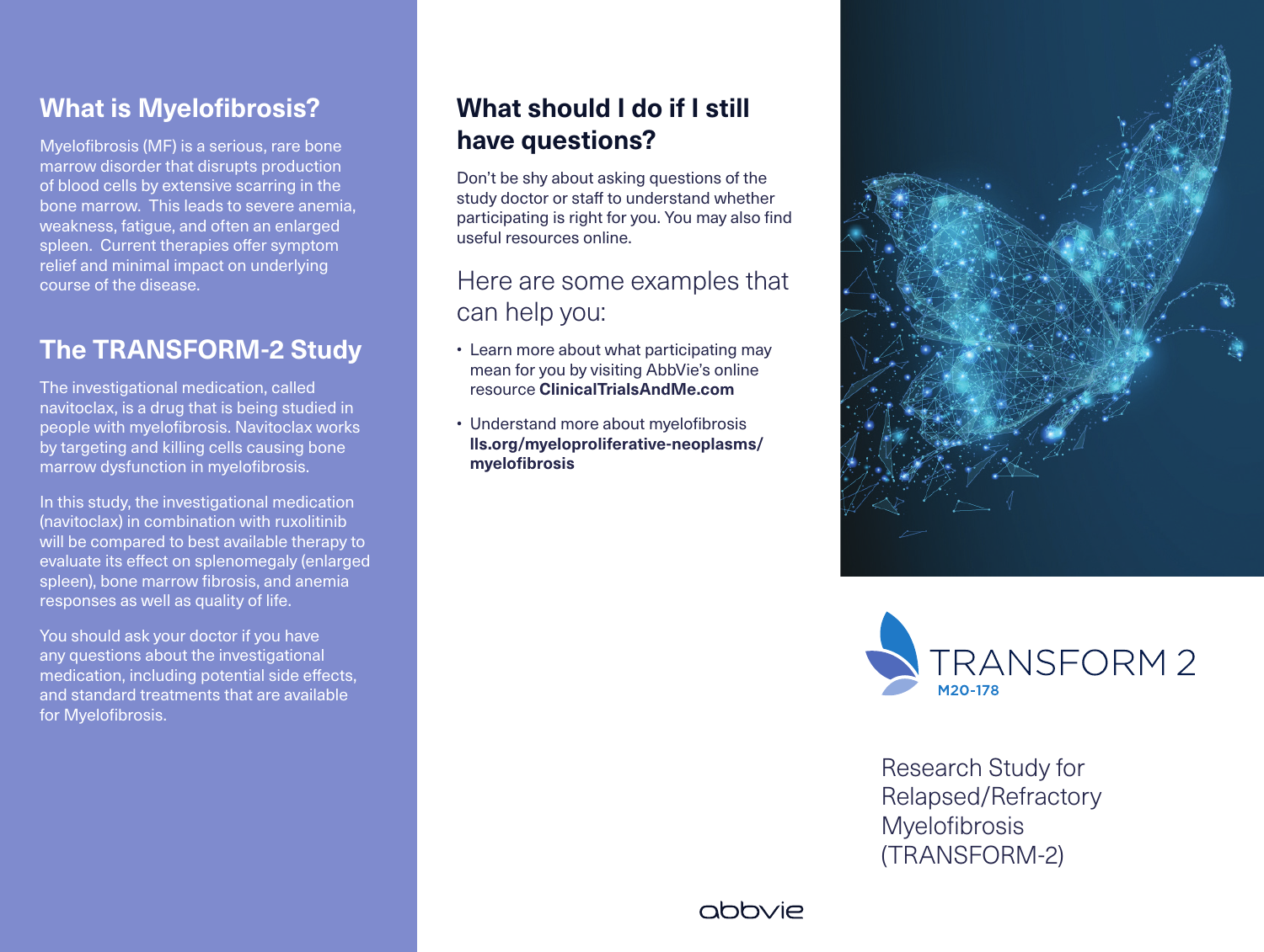## What is Myelofibrosis?

Myelofibrosis (MF) is a serious, rare bone marrow disorder that disrupts production of blood cells by extensive scarring in the bone marrow. This leads to severe anemia, weakness, fatigue, and often an enlarged spleen. Current therapies offer symptom relief and minimal impact on underlying course of the disease.

## The TRANSFORM-2 Study

The investigational medication, called navitoclax, is a drug that is being studied in people with myelofibrosis. Navitoclax works by targeting and killing cells causing bone marrow dysfunction in myelofibrosis.

In this study, the investigational medication (navitoclax) in combination with ruxolitinib will be compared to best available therapy to evaluate its effect on splenomegaly (enlarged spleen), bone marrow fibrosis, and anemia responses as well as quality of life.

You should ask your doctor if you have any questions about the investigational medication, including potential side effects, and standard treatments that are available for Myelofibrosis.

## What should I do if I still have questions?

Don't be shy about asking questions of the study doctor or staff to understand whether participating is right for you. You may also find useful resources online.

### Here are some examples that can help you:

- Learn more about what participating may mean for you by visiting AbbVie's online resource **ClinicalTrialsAndMe.com**
- Understand more about myelofibrosis **lls.org/myeloproliferative-neoplasms/myelofibrosis**

TRANSFORM 2

M20-178

Research Study for Relapsed/Refractory Myelofibrosis (TRANSFORM-2)

abbvie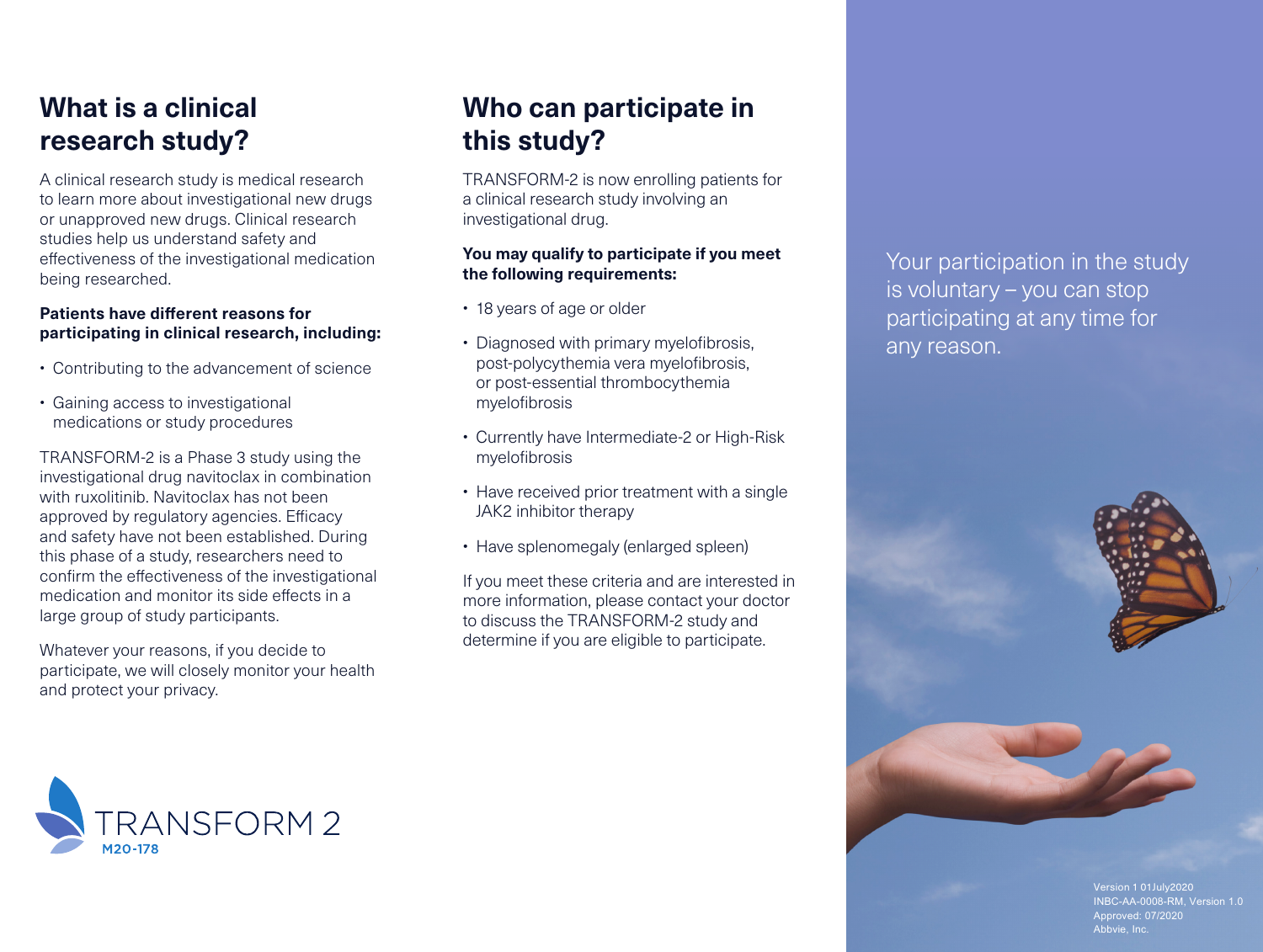## What is a clinical research study?

A clinical research study is medical research to learn more about investigational new drugs or unapproved new drugs. Clinical research studies help us understand safety and effectiveness of the investigational medication being researched.

**Patients have different reasons for participating in clinical research, including:**

- Contributing to the advancement of science
- Gaining access to investigational medications or study procedures

TRANSFORM-2 is a Phase 3 study using the investigational drug navitoclax in combination with ruxolitinib. Navitoclax has not been approved by regulatory agencies. Efficacy and safety have not been established. During this phase of a study, researchers need to confirm the effectiveness of the investigational medication and monitor its side effects in a large group of study participants.

Whatever your reasons, if you decide to participate, we will closely monitor your health and protect your privacy.

TRANSFORM 2
M20-178

## Who can participate in this study?

TRANSFORM-2 is now enrolling patients for a clinical research study involving an investigational drug.

**You may qualify to participate if you meet the following requirements:**

- 18 years of age or older
- Diagnosed with primary myelofibrosis, post-polycythemia vera myelofibrosis, or post-essential thrombocythemia myelofibrosis
- Currently have Intermediate-2 or High-Risk myelofibrosis
- Have received prior treatment with a single JAK2 inhibitor therapy
- Have splenomegaly (enlarged spleen)

If you meet these criteria and are interested in more information, please contact your doctor to discuss the TRANSFORM-2 study and determine if you are eligible to participate.

Your participation in the study is voluntary – you can stop participating at any time for any reason.

Version 1 01July2020
INBC-AA-0008-RM, Version 1.0
Approved: 07/2020
Abbvie, Inc.